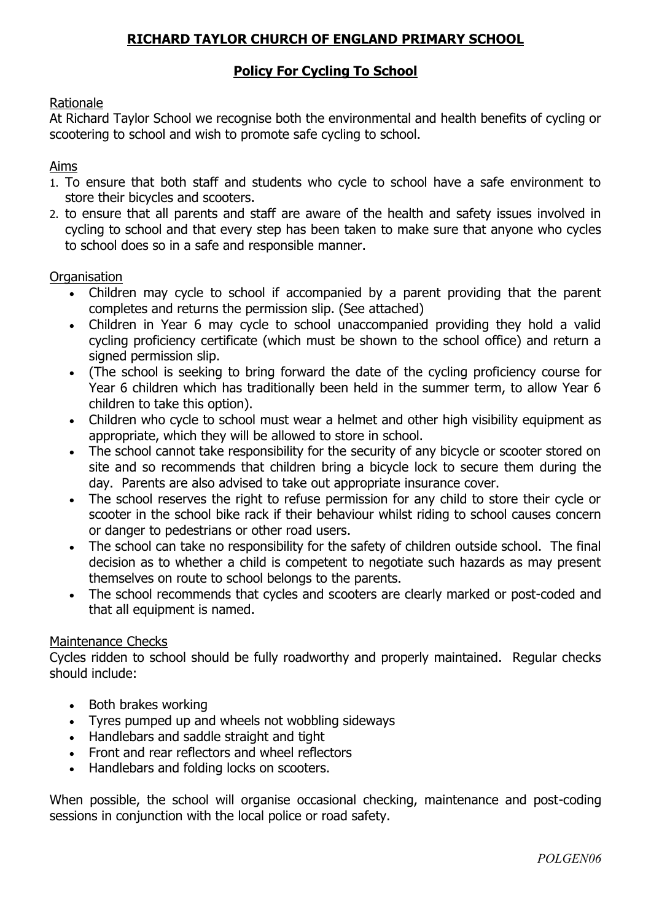# RICHARD TAYLOR CHURCH OF ENGLAND PRIMARY SCHOOL

## Policy For Cycling To School

### Rationale

At Richard Taylor School we recognise both the environmental and health benefits of cycling or scootering to school and wish to promote safe cycling to school.

### Aims

1. To ensure that both staff and students who cycle to school have a safe environment to store their bicycles and scooters.
2. to ensure that all parents and staff are aware of the health and safety issues involved in cycling to school and that every step has been taken to make sure that anyone who cycles to school does so in a safe and responsible manner.

### Organisation

- Children may cycle to school if accompanied by a parent providing that the parent completes and returns the permission slip. (See attached)
- Children in Year 6 may cycle to school unaccompanied providing they hold a valid cycling proficiency certificate (which must be shown to the school office) and return a signed permission slip.
- (The school is seeking to bring forward the date of the cycling proficiency course for Year 6 children which has traditionally been held in the summer term, to allow Year 6 children to take this option).
- Children who cycle to school must wear a helmet and other high visibility equipment as appropriate, which they will be allowed to store in school.
- The school cannot take responsibility for the security of any bicycle or scooter stored on site and so recommends that children bring a bicycle lock to secure them during the day. Parents are also advised to take out appropriate insurance cover.
- The school reserves the right to refuse permission for any child to store their cycle or scooter in the school bike rack if their behaviour whilst riding to school causes concern or danger to pedestrians or other road users.
- The school can take no responsibility for the safety of children outside school. The final decision as to whether a child is competent to negotiate such hazards as may present themselves on route to school belongs to the parents.
- The school recommends that cycles and scooters are clearly marked or post-coded and that all equipment is named.

### Maintenance Checks

Cycles ridden to school should be fully roadworthy and properly maintained. Regular checks should include:

- Both brakes working
- Tyres pumped up and wheels not wobbling sideways
- Handlebars and saddle straight and tight
- Front and rear reflectors and wheel reflectors
- Handlebars and folding locks on scooters.

When possible, the school will organise occasional checking, maintenance and post-coding sessions in conjunction with the local police or road safety.

*POLGEN06*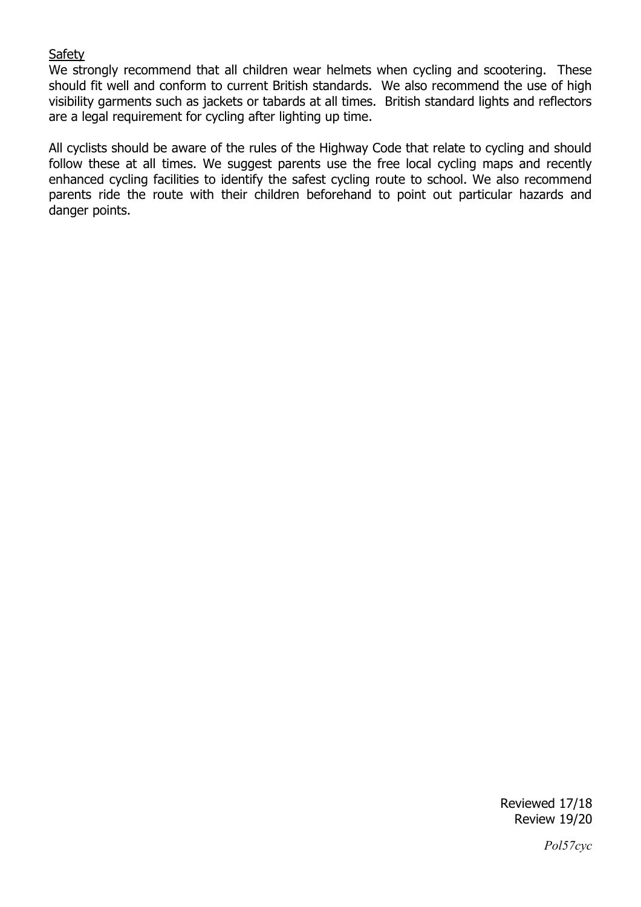Safety

We strongly recommend that all children wear helmets when cycling and scootering. These should fit well and conform to current British standards. We also recommend the use of high visibility garments such as jackets or tabards at all times. British standard lights and reflectors are a legal requirement for cycling after lighting up time.

All cyclists should be aware of the rules of the Highway Code that relate to cycling and should follow these at all times. We suggest parents use the free local cycling maps and recently enhanced cycling facilities to identify the safest cycling route to school. We also recommend parents ride the route with their children beforehand to point out particular hazards and danger points.

Reviewed 17/18
Review 19/20

*Pol57cyc*